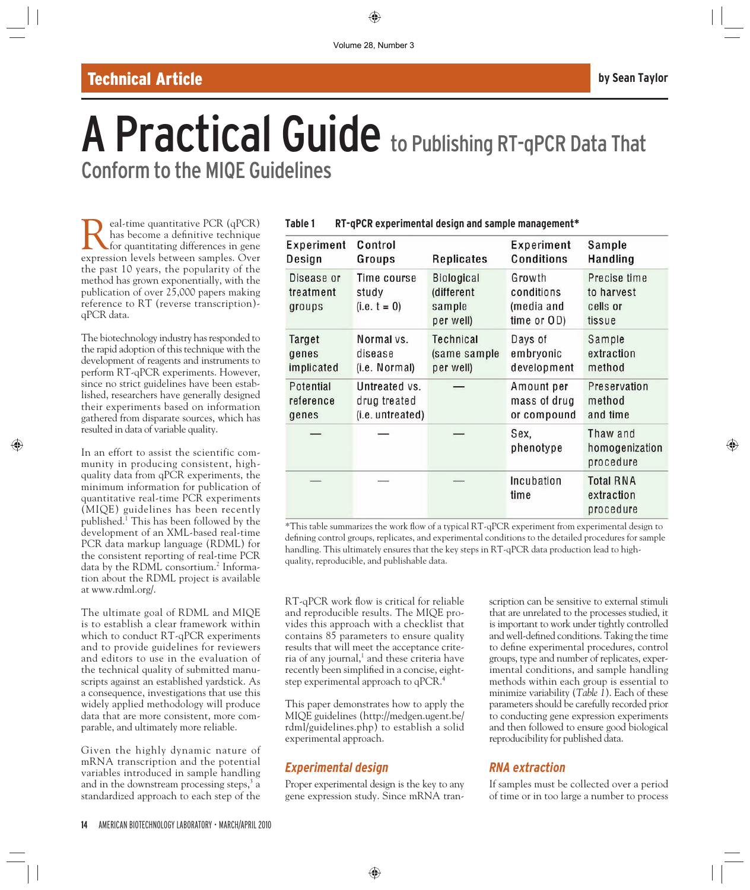# A Practical Guide to Publishing RT-qPCR Data That Conform to the MIQE Guidelines

**Technical Article** — by Sean Taylor

Real-time quantitative PCR (qPCR) has become a definitive technique for quantitating differences in gene expression levels between samples. Over the past 10 years, the popularity of the method has grown exponentially, with the publication of over 25,000 papers making reference to RT (reverse transcription)-qPCR data.

The biotechnology industry has responded to the rapid adoption of this technique with the development of reagents and instruments to perform RT-qPCR experiments. However, since no strict guidelines have been established, researchers have generally designed their experiments based on information gathered from disparate sources, which has resulted in data of variable quality.

In an effort to assist the scientific community in producing consistent, high-quality data from qPCR experiments, the minimum information for publication of quantitative real-time PCR experiments (MIQE) guidelines has been recently published.[1] This has been followed by the development of an XML-based real-time PCR data markup language (RDML) for the consistent reporting of real-time PCR data by the RDML consortium.[2] Information about the RDML project is available at www.rdml.org/.

The ultimate goal of RDML and MIQE is to establish a clear framework within which to conduct RT-qPCR experiments and to provide guidelines for reviewers and editors to use in the evaluation of the technical quality of submitted manuscripts against an established yardstick. As a consequence, investigations that use this widely applied methodology will produce data that are more consistent, more comparable, and ultimately more reliable.

Given the highly dynamic nature of mRNA transcription and the potential variables introduced in sample handling and in the downstream processing steps,[3] a standardized approach to each step of the RT-qPCR work flow is critical for reliable and reproducible results. The MIQE provides this approach with a checklist that contains 85 parameters to ensure quality results that will meet the acceptance criteria of any journal,[1] and these criteria have recently been simplified in a concise, eight-step experimental approach to qPCR.[4]

This paper demonstrates how to apply the MIQE guidelines (http://medgen.ugent.be/rdml/guidelines.php) to establish a solid experimental approach.

**Table 1** RT-qPCR experimental design and sample management*

| Experiment Design | Control Groups | Replicates | Experiment Conditions | Sample Handling |
|---|---|---|---|---|
| Disease or treatment groups | Time course study (i.e. t = 0) | Biological (different sample per well) | Growth conditions (media and time or OD) | Precise time to harvest cells or tissue |
| Target genes implicated | Normal vs. disease (i.e. Normal) | Technical (same sample per well) | Days of embryonic development | Sample extraction method |
| Potential reference genes | Untreated vs. drug treated (i.e. untreated) | — | Amount per mass of drug or compound | Preservation method and time |
| — | — | — | Sex, phenotype | Thaw and homogenization procedure |
| — | — | — | Incubation time | Total RNA extraction procedure |

*This table summarizes the work flow of a typical RT-qPCR experiment from experimental design to defining control groups, replicates, and experimental conditions to the detailed procedures for sample handling. This ultimately ensures that the key steps in RT-qPCR data production lead to high-quality, reproducible, and publishable data.

## Experimental design

Proper experimental design is the key to any gene expression study. Since mRNA transcription can be sensitive to external stimuli that are unrelated to the processes studied, it is important to work under tightly controlled and well-defined conditions. Taking the time to define experimental procedures, control groups, type and number of replicates, experimental conditions, and sample handling methods within each group is essential to minimize variability (*Table 1*). Each of these parameters should be carefully recorded prior to conducting gene expression experiments and then followed to ensure good biological reproducibility for published data.

## RNA extraction

If samples must be collected over a period of time or in too large a number to process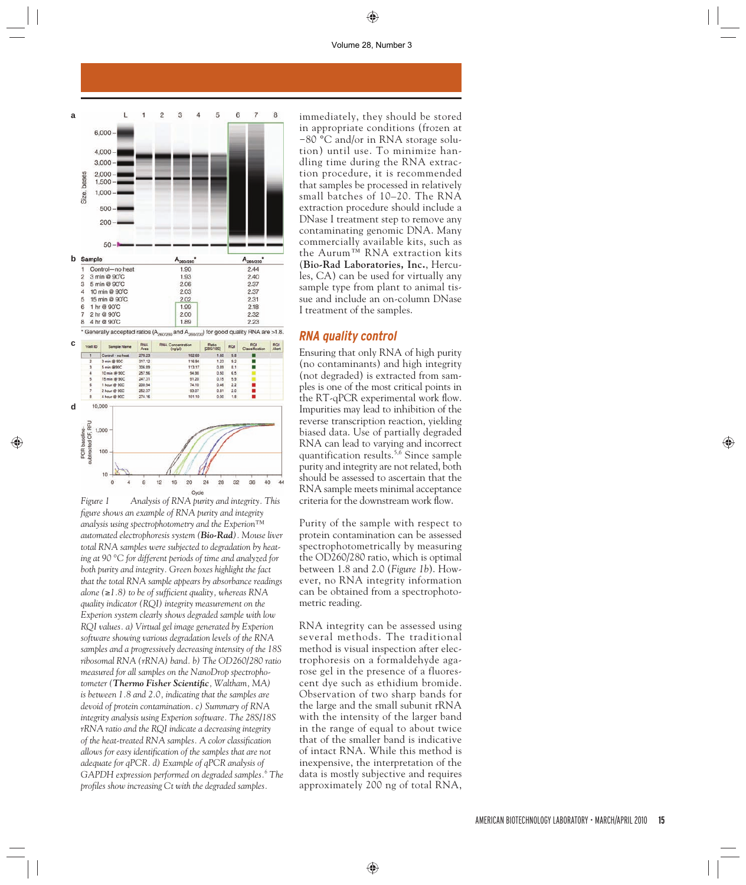| Sample | $A_{260/280}$* | $A_{260/230}$* |
|---|---|---|
| 1 Control—no heat | 1.90 | 2.44 |
| 2 3 min @ 90°C | 1.93 | 2.40 |
| 3 5 min @ 90°C | 2.06 | 2.37 |
| 4 10 min @ 90°C | 2.03 | 2.37 |
| 5 15 min @ 90°C | 2.02 | 2.31 |
| 6 1 hr @ 90°C | 1.99 | 2.18 |
| 7 2 hr @ 90°C | 2.00 | 2.32 |
| 8 4 hr @ 90°C | 1.89 | 2.23 |

* Generally accepted ratios ($A_{260/280}$ and $A_{260/230}$) for good quality RNA are >1.8.

| Well ID | Sample Name | RNA Area | RNA Concentration (ng/µl) | Ratio [28S/18S] | RQI | RQI Classification | RQI Alert |
|---|---|---|---|---|---|---|---|
| 1 | Control - no heat | 279.23 | 102.69 | 1.60 | 9.8 | | |
| 2 | 3 min @ 90C | 317.12 | 116.94 | 1.23 | 9.2 | | |
| 3 | 5 min @90C | 306.89 | 113.17 | 0.89 | 8.1 | | |
| 4 | 10 min @ 90C | 257.56 | 94.98 | 0.50 | 6.5 | | |
| 5 | 15 min @ 90C | 247.31 | 91.20 | 0.15 | 5.9 | | |
| 6 | 1 hour @ 90C | 200.94 | 74.10 | 0.46 | 2.2 | | |
| 7 | 2 hour @ 90C | 252.37 | 93.07 | 0.81 | 2.0 | | |
| 8 | 4 hour @ 90C | 274.16 | 101.10 | 0.00 | 1.8 | | |

*Figure 1* Analysis of RNA purity and integrity. This figure shows an example of RNA purity and integrity analysis using spectrophotometry and the Experion™ automated electrophoresis system (**Bio-Rad**). Mouse liver total RNA samples were subjected to degradation by heating at 90 °C for different periods of time and analyzed for both purity and integrity. Green boxes highlight the fact that the total RNA sample appears by absorbance readings alone (≥1.8) to be of sufficient quality, whereas RNA quality indicator (RQI) integrity measurement on the Experion system clearly shows degraded sample with low RQI values. a) Virtual gel image generated by Experion software showing various degradation levels of the RNA samples and a progressively decreasing intensity of the 18S ribosomal RNA (rRNA) band. b) The OD260/280 ratio measured for all samples on the NanoDrop spectrophotometer (**Thermo Fisher Scientific**, Waltham, MA) is between 1.8 and 2.0, indicating that the samples are devoid of protein contamination. c) Summary of RNA integrity analysis using Experion software. The 28S/18S rRNA ratio and the RQI indicate a decreasing integrity of the heat-treated RNA samples. A color classification allows for easy identification of the samples that are not adequate for qPCR. d) Example of qPCR analysis of GAPDH expression performed on degraded samples.[6] The profiles show increasing Ct with the degraded samples.

immediately, they should be stored in appropriate conditions (frozen at −80 °C and/or in RNA storage solution) until use. To minimize handling time during the RNA extraction procedure, it is recommended that samples be processed in relatively small batches of 10–20. The RNA extraction procedure should include a DNase I treatment step to remove any contaminating genomic DNA. Many commercially available kits, such as the Aurum™ RNA extraction kits (**Bio-Rad Laboratories, Inc.**, Hercules, CA) can be used for virtually any sample type from plant to animal tissue and include an on-column DNase I treatment of the samples.

## RNA quality control

Ensuring that only RNA of high purity (no contaminants) and high integrity (not degraded) is extracted from samples is one of the most critical points in the RT-qPCR experimental work flow. Impurities may lead to inhibition of the reverse transcription reaction, yielding biased data. Use of partially degraded RNA can lead to varying and incorrect quantification results.[5,6] Since sample purity and integrity are not related, both should be assessed to ascertain that the RNA sample meets minimal acceptance criteria for the downstream work flow.

Purity of the sample with respect to protein contamination can be assessed spectrophotometrically by measuring the OD260/280 ratio, which is optimal between 1.8 and 2.0 (*Figure 1b*). However, no RNA integrity information can be obtained from a spectrophotometric reading.

RNA integrity can be assessed using several methods. The traditional method is visual inspection after electrophoresis on a formaldehyde agarose gel in the presence of a fluorescent dye such as ethidium bromide. Observation of two sharp bands for the large and the small subunit rRNA with the intensity of the larger band in the range of equal to about twice that of the smaller band is indicative of intact RNA. While this method is inexpensive, the interpretation of the data is mostly subjective and requires approximately 200 ng of total RNA,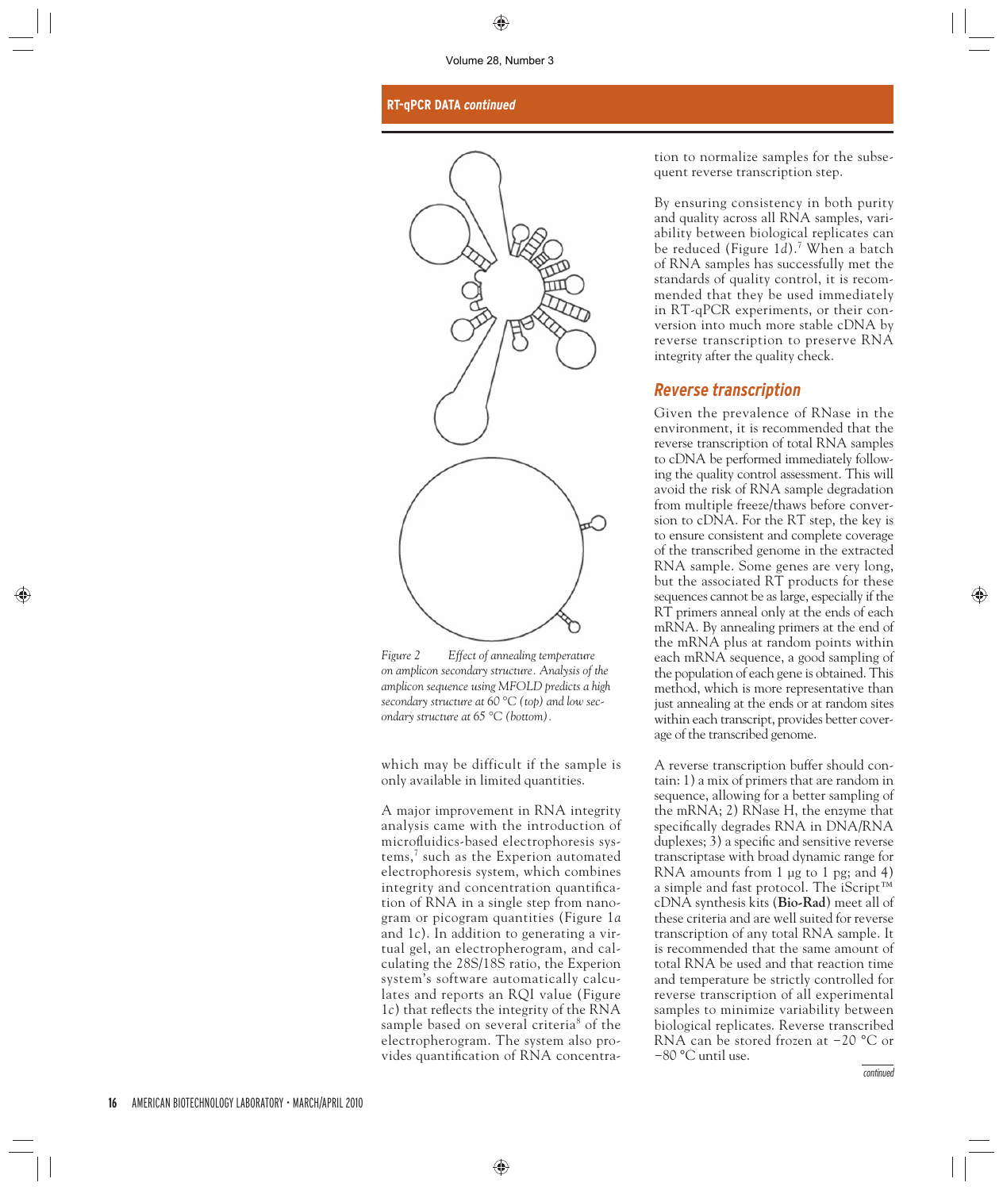Figure 2 Effect of annealing temperature on amplicon secondary structure. Analysis of the amplicon sequence using MFOLD predicts a high secondary structure at 60 °C (top) and low secondary structure at 65 °C (bottom).

which may be difficult if the sample is only available in limited quantities.

A major improvement in RNA integrity analysis came with the introduction of microfluidics-based electrophoresis systems,[7] such as the Experion automated electrophoresis system, which combines integrity and concentration quantification of RNA in a single step from nanogram or picogram quantities (Figure 1*a* and 1*c*). In addition to generating a virtual gel, an electropherogram, and calculating the 28S/18S ratio, the Experion system's software automatically calculates and reports an RQI value (Figure 1*c*) that reflects the integrity of the RNA sample based on several criteria[8] of the electropherogram. The system also provides quantification of RNA concentration to normalize samples for the subsequent reverse transcription step.

By ensuring consistency in both purity and quality across all RNA samples, variability between biological replicates can be reduced (Figure 1*d*).[7] When a batch of RNA samples has successfully met the standards of quality control, it is recommended that they be used immediately in RT-qPCR experiments, or their conversion into much more stable cDNA by reverse transcription to preserve RNA integrity after the quality check.

## Reverse transcription

Given the prevalence of RNase in the environment, it is recommended that the reverse transcription of total RNA samples to cDNA be performed immediately following the quality control assessment. This will avoid the risk of RNA sample degradation from multiple freeze/thaws before conversion to cDNA. For the RT step, the key is to ensure consistent and complete coverage of the transcribed genome in the extracted RNA sample. Some genes are very long, but the associated RT products for these sequences cannot be as large, especially if the RT primers anneal only at the ends of each mRNA. By annealing primers at the end of the mRNA plus at random points within each mRNA sequence, a good sampling of the population of each gene is obtained. This method, which is more representative than just annealing at the ends or at random sites within each transcript, provides better coverage of the transcribed genome.

A reverse transcription buffer should contain: 1) a mix of primers that are random in sequence, allowing for a better sampling of the mRNA; 2) RNase H, the enzyme that specifically degrades RNA in DNA/RNA duplexes; 3) a specific and sensitive reverse transcriptase with broad dynamic range for RNA amounts from 1 µg to 1 pg; and 4) a simple and fast protocol. The iScript™ cDNA synthesis kits (**Bio-Rad**) meet all of these criteria and are well suited for reverse transcription of any total RNA sample. It is recommended that the same amount of total RNA be used and that reaction time and temperature be strictly controlled for reverse transcription of all experimental samples to minimize variability between biological replicates. Reverse transcribed RNA can be stored frozen at −20 °C or −80 °C until use.

*continued*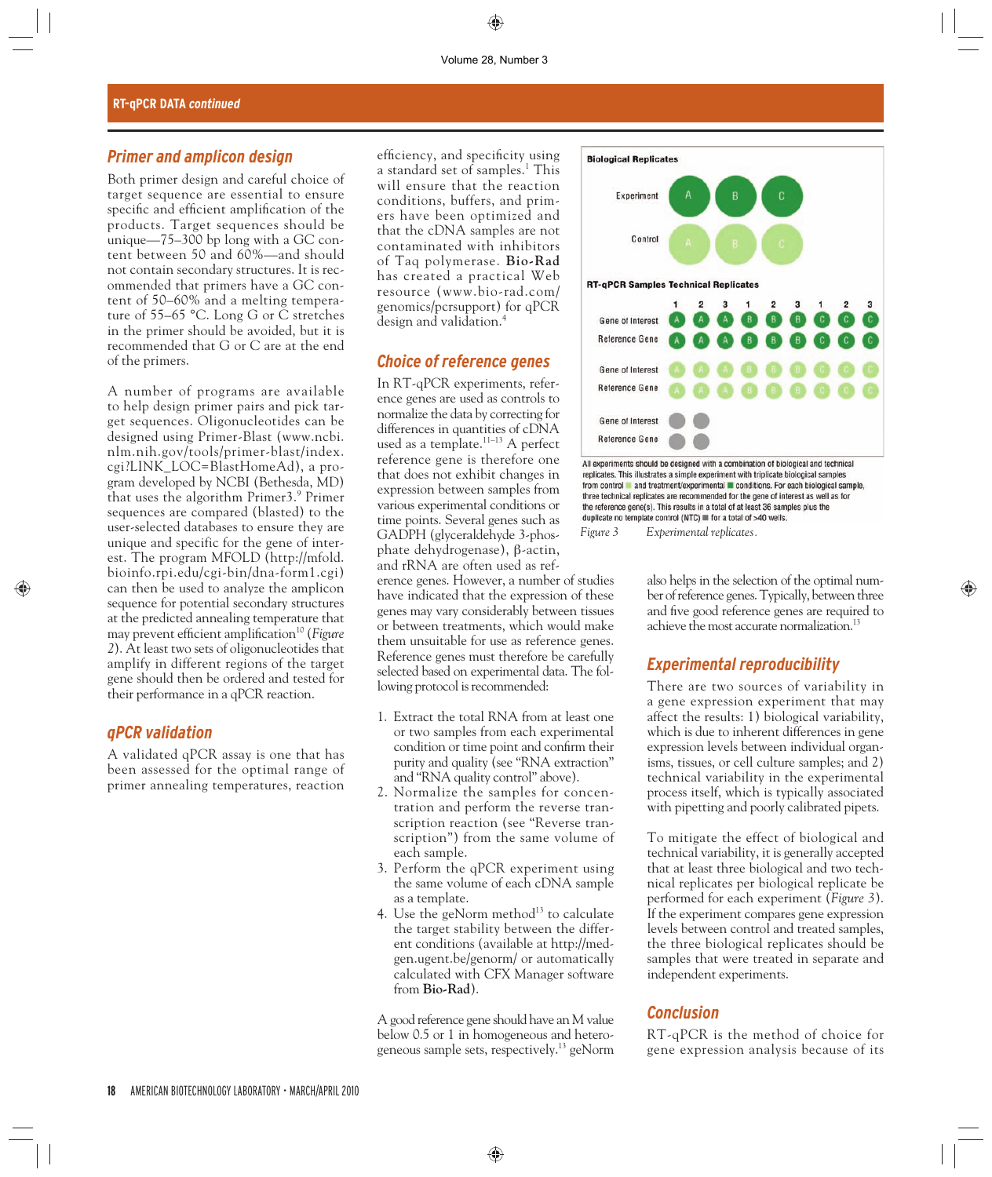## Primer and amplicon design

Both primer design and careful choice of target sequence are essential to ensure specific and efficient amplification of the products. Target sequences should be unique—75–300 bp long with a GC content between 50 and 60%—and should not contain secondary structures. It is recommended that primers have a GC content of 50–60% and a melting temperature of 55–65 °C. Long G or C stretches in the primer should be avoided, but it is recommended that G or C are at the end of the primers.

A number of programs are available to help design primer pairs and pick target sequences. Oligonucleotides can be designed using Primer-Blast (www.ncbi.nlm.nih.gov/tools/primer-blast/index.cgi?LINK_LOC=BlastHomeAd), a program developed by NCBI (Bethesda, MD) that uses the algorithm Primer3.[9] Primer sequences are compared (blasted) to the user-selected databases to ensure they are unique and specific for the gene of interest. The program MFOLD (http://mfold.bioinfo.rpi.edu/cgi-bin/dna-form1.cgi) can then be used to analyze the amplicon sequence for potential secondary structures at the predicted annealing temperature that may prevent efficient amplification[10] (*Figure 2*). At least two sets of oligonucleotides that amplify in different regions of the target gene should then be ordered and tested for their performance in a qPCR reaction.

## qPCR validation

A validated qPCR assay is one that has been assessed for the optimal range of primer annealing temperatures, reaction efficiency, and specificity using a standard set of samples.[1] This will ensure that the reaction conditions, buffers, and primers have been optimized and that the cDNA samples are not contaminated with inhibitors of Taq polymerase. **Bio-Rad** has created a practical Web resource (www.bio-rad.com/genomics/pcrsupport) for qPCR design and validation.[4]

## Choice of reference genes

In RT-qPCR experiments, reference genes are used as controls to normalize the data by correcting for differences in quantities of cDNA used as a template.[11–13] A perfect reference gene is therefore one that does not exhibit changes in expression between samples from various experimental conditions or time points. Several genes such as GADPH (glyceraldehyde 3-phosphate dehydrogenase), β-actin, and rRNA are often used as reference genes. However, a number of studies have indicated that the expression of these genes may vary considerably between tissues or between treatments, which would make them unsuitable for use as reference genes. Reference genes must therefore be carefully selected based on experimental data. The following protocol is recommended:

1. Extract the total RNA from at least one or two samples from each experimental condition or time point and confirm their purity and quality (see "RNA extraction" and "RNA quality control" above).
2. Normalize the samples for concentration and perform the reverse transcription reaction (see "Reverse transcription") from the same volume of each sample.
3. Perform the qPCR experiment using the same volume of each cDNA sample as a template.
4. Use the geNorm method[13] to calculate the target stability between the different conditions (available at http://medgen.ugent.be/genorm/ or automatically calculated with CFX Manager software from **Bio-Rad**).

A good reference gene should have an M value below 0.5 or 1 in homogeneous and heterogeneous sample sets, respectively.[13] geNorm also helps in the selection of the optimal number of reference genes. Typically, between three and five good reference genes are required to achieve the most accurate normalization.[13]

All experiments should be designed with a combination of biological and technical replicates. This illustrates a simple experiment with triplicate biological samples from control and treatment/experimental conditions. For each biological sample, three technical replicates are recommended for the gene of interest as well as for the reference gene(s). This results in a total of at least 36 samples plus the duplicate no template control (NTC) for a total of >40 wells.

*Figure 3* *Experimental replicates.*

## Experimental reproducibility

There are two sources of variability in a gene expression experiment that may affect the results: 1) biological variability, which is due to inherent differences in gene expression levels between individual organisms, tissues, or cell culture samples; and 2) technical variability in the experimental process itself, which is typically associated with pipetting and poorly calibrated pipets.

To mitigate the effect of biological and technical variability, it is generally accepted that at least three biological and two technical replicates per biological replicate be performed for each experiment (*Figure 3*). If the experiment compares gene expression levels between control and treated samples, the three biological replicates should be samples that were treated in separate and independent experiments.

## Conclusion

RT-qPCR is the method of choice for gene expression analysis because of its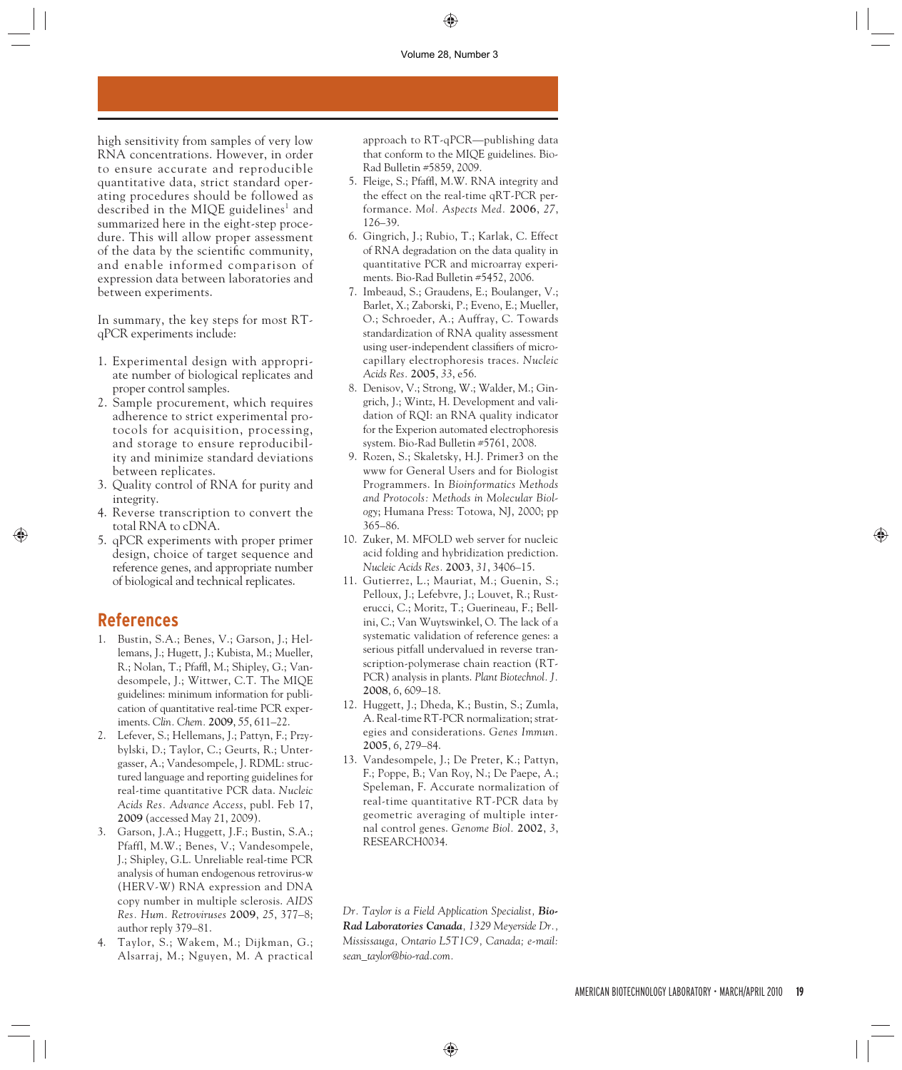high sensitivity from samples of very low RNA concentrations. However, in order to ensure accurate and reproducible quantitative data, strict standard operating procedures should be followed as described in the MIQE guidelines[1] and summarized here in the eight-step procedure. This will allow proper assessment of the data by the scientific community, and enable informed comparison of expression data between laboratories and between experiments.

In summary, the key steps for most RT-qPCR experiments include:

1. Experimental design with appropriate number of biological replicates and proper control samples.
2. Sample procurement, which requires adherence to strict experimental protocols for acquisition, processing, and storage to ensure reproducibility and minimize standard deviations between replicates.
3. Quality control of RNA for purity and integrity.
4. Reverse transcription to convert the total RNA to cDNA.
5. qPCR experiments with proper primer design, choice of target sequence and reference genes, and appropriate number of biological and technical replicates.

## References

1. Bustin, S.A.; Benes, V.; Garson, J.; Hellemans, J.; Hugett, J.; Kubista, M.; Mueller, R.; Nolan, T.; Pfaffl, M.; Shipley, G.; Vandesompele, J.; Wittwer, C.T. The MIQE guidelines: minimum information for publication of quantitative real-time PCR experiments. *Clin. Chem.* **2009**, 55, 611–22.
2. Lefever, S.; Hellemans, J.; Pattyn, F.; Przybylski, D.; Taylor, C.; Geurts, R.; Untergasser, A.; Vandesompele, J. RDML: structured language and reporting guidelines for real-time quantitative PCR data. *Nucleic Acids Res. Advance Access*, publ. Feb 17, **2009** (accessed May 21, 2009).
3. Garson, J.A.; Huggett, J.F.; Bustin, S.A.; Pfaffl, M.W.; Benes, V.; Vandesompele, J.; Shipley, G.L. Unreliable real-time PCR analysis of human endogenous retrovirus-w (HERV-W) RNA expression and DNA copy number in multiple sclerosis. *AIDS Res. Hum. Retroviruses* **2009**, *25*, 377–8; author reply 379–81.
4. Taylor, S.; Wakem, M.; Dijkman, G.; Alsarraj, M.; Nguyen, M. A practical approach to RT-qPCR—publishing data that conform to the MIQE guidelines. Bio-Rad Bulletin #5859, 2009.
5. Fleige, S.; Pfaffl, M.W. RNA integrity and the effect on the real-time qRT-PCR performance. *Mol. Aspects Med.* **2006**, *27*, 126–39.
6. Gingrich, J.; Rubio, T.; Karlak, C. Effect of RNA degradation on the data quality in quantitative PCR and microarray experiments. Bio-Rad Bulletin #5452, 2006.
7. Imbeaud, S.; Graudens, E.; Boulanger, V.; Barlet, X.; Zaborski, P.; Eveno, E.; Mueller, O.; Schroeder, A.; Auffray, C. Towards standardization of RNA quality assessment using user-independent classifiers of microcapillary electrophoresis traces. *Nucleic Acids Res.* **2005**, *33*, e56.
8. Denisov, V.; Strong, W.; Walder, M.; Gingrich, J.; Wintz, H. Development and validation of RQI: an RNA quality indicator for the Experion automated electrophoresis system. Bio-Rad Bulletin #5761, 2008.
9. Rozen, S.; Skaletsky, H.J. Primer3 on the www for General Users and for Biologist Programmers. In *Bioinformatics Methods and Protocols: Methods in Molecular Biology*; Humana Press: Totowa, NJ, 2000; pp 365–86.
10. Zuker, M. MFOLD web server for nucleic acid folding and hybridization prediction. *Nucleic Acids Res.* **2003**, *31*, 3406–15.
11. Gutierrez, L.; Mauriat, M.; Guenin, S.; Pelloux, J.; Lefebvre, J.; Louvet, R.; Rusterucci, C.; Moritz, T.; Guerineau, F.; Bellini, C.; Van Wuytswinkel, O. The lack of a systematic validation of reference genes: a serious pitfall undervalued in reverse transcription-polymerase chain reaction (RT-PCR) analysis in plants. *Plant Biotechnol. J.* **2008**, 6, 609–18.
12. Huggett, J.; Dheda, K.; Bustin, S.; Zumla, A. Real-time RT-PCR normalization; strategies and considerations. *Genes Immun.* **2005**, 6, 279–84.
13. Vandesompele, J.; De Preter, K.; Pattyn, F.; Poppe, B.; Van Roy, N.; De Paepe, A.; Speleman, F. Accurate normalization of real-time quantitative RT-PCR data by geometric averaging of multiple internal control genes. *Genome Biol.* **2002**, *3*, RESEARCH0034.

*Dr. Taylor is a Field Application Specialist, **Bio-Rad Laboratories Canada**, 1329 Meyerside Dr., Mississauga, Ontario L5T1C9, Canada; e-mail: sean_taylor@bio-rad.com.*